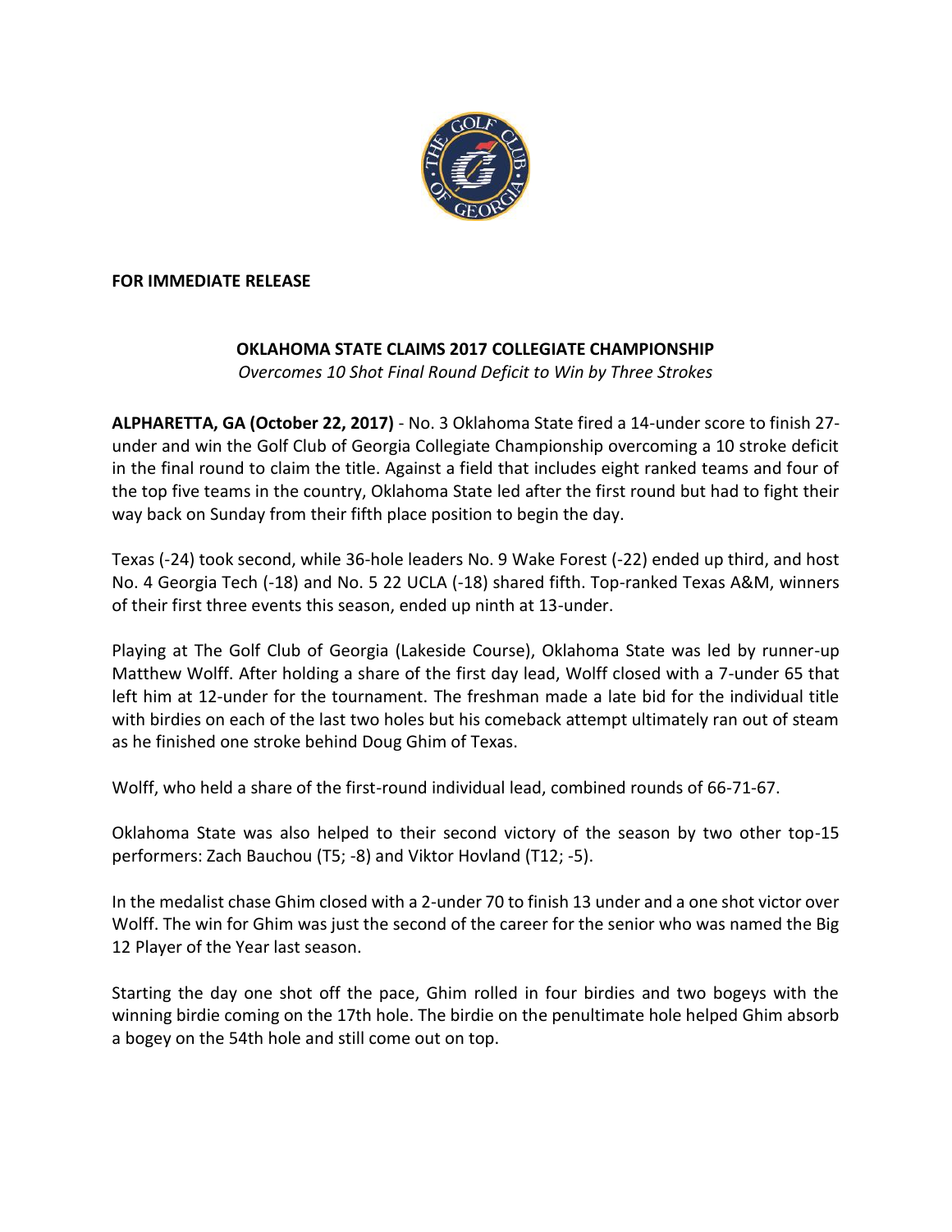**FOR IMMEDIATE RELEASE**

**OKLAHOMA STATE CLAIMS 2017 COLLEGIATE CHAMPIONSHIP**

*Overcomes 10 Shot Final Round Deficit to Win by Three Strokes*

**ALPHARETTA, GA (October 22, 2017)** - No. 3 Oklahoma State fired a 14-under score to finish 27-under and win the Golf Club of Georgia Collegiate Championship overcoming a 10 stroke deficit in the final round to claim the title. Against a field that includes eight ranked teams and four of the top five teams in the country, Oklahoma State led after the first round but had to fight their way back on Sunday from their fifth place position to begin the day.

Texas (-24) took second, while 36-hole leaders No. 9 Wake Forest (-22) ended up third, and host No. 4 Georgia Tech (-18) and No. 5 22 UCLA (-18) shared fifth. Top-ranked Texas A&M, winners of their first three events this season, ended up ninth at 13-under.

Playing at The Golf Club of Georgia (Lakeside Course), Oklahoma State was led by runner-up Matthew Wolff. After holding a share of the first day lead, Wolff closed with a 7-under 65 that left him at 12-under for the tournament. The freshman made a late bid for the individual title with birdies on each of the last two holes but his comeback attempt ultimately ran out of steam as he finished one stroke behind Doug Ghim of Texas.

Wolff, who held a share of the first-round individual lead, combined rounds of 66-71-67.

Oklahoma State was also helped to their second victory of the season by two other top-15 performers: Zach Bauchou (T5; -8) and Viktor Hovland (T12; -5).

In the medalist chase Ghim closed with a 2-under 70 to finish 13 under and a one shot victor over Wolff. The win for Ghim was just the second of the career for the senior who was named the Big 12 Player of the Year last season.

Starting the day one shot off the pace, Ghim rolled in four birdies and two bogeys with the winning birdie coming on the 17th hole. The birdie on the penultimate hole helped Ghim absorb a bogey on the 54th hole and still come out on top.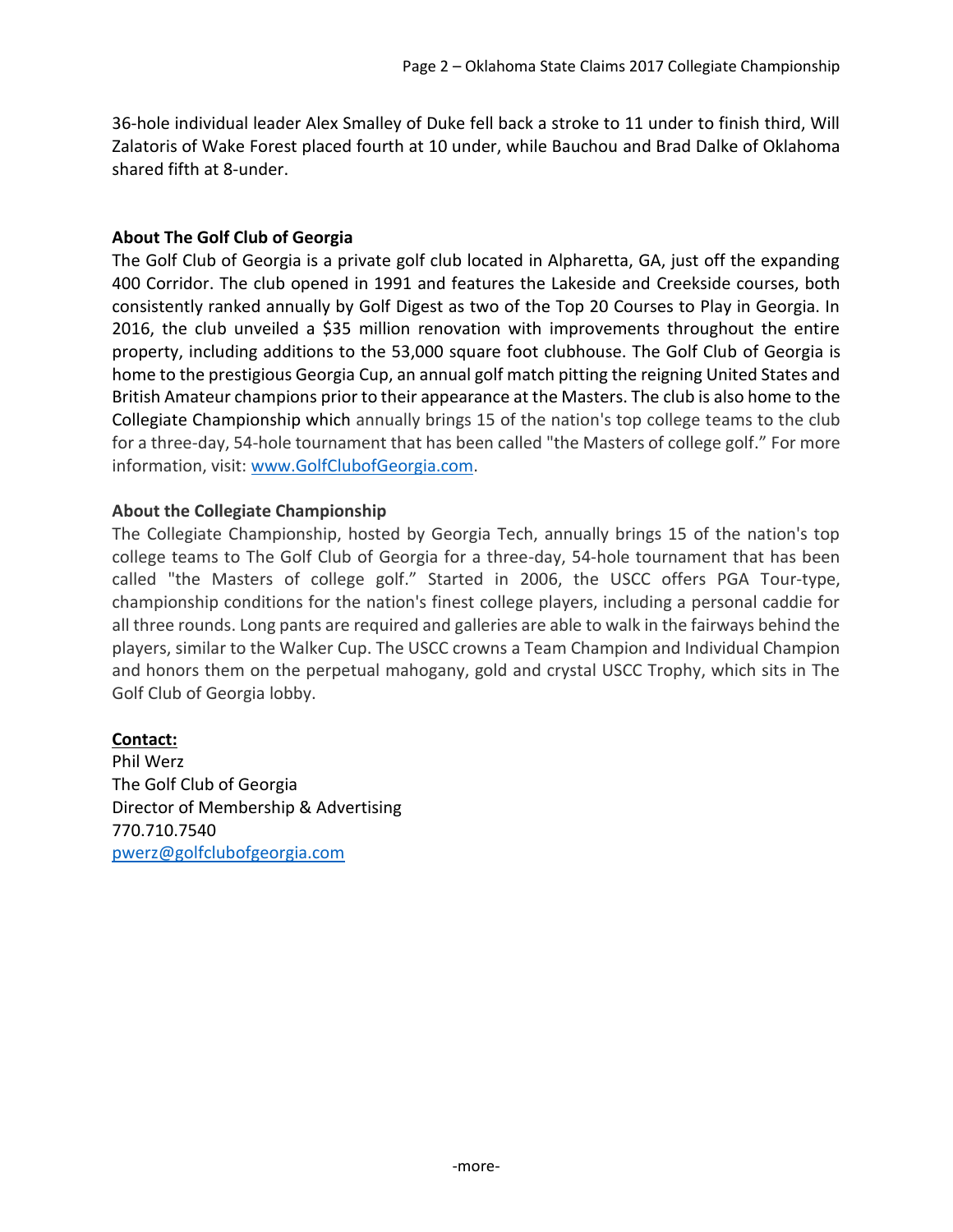36-hole individual leader Alex Smalley of Duke fell back a stroke to 11 under to finish third, Will Zalatoris of Wake Forest placed fourth at 10 under, while Bauchou and Brad Dalke of Oklahoma shared fifth at 8-under.

**About The Golf Club of Georgia**

The Golf Club of Georgia is a private golf club located in Alpharetta, GA, just off the expanding 400 Corridor. The club opened in 1991 and features the Lakeside and Creekside courses, both consistently ranked annually by Golf Digest as two of the Top 20 Courses to Play in Georgia. In 2016, the club unveiled a $35 million renovation with improvements throughout the entire property, including additions to the 53,000 square foot clubhouse. The Golf Club of Georgia is home to the prestigious Georgia Cup, an annual golf match pitting the reigning United States and British Amateur champions prior to their appearance at the Masters. The club is also home to the Collegiate Championship which annually brings 15 of the nation's top college teams to the club for a three-day, 54-hole tournament that has been called "the Masters of college golf." For more information, visit: www.GolfClubofGeorgia.com.

**About the Collegiate Championship**

The Collegiate Championship, hosted by Georgia Tech, annually brings 15 of the nation's top college teams to The Golf Club of Georgia for a three-day, 54-hole tournament that has been called "the Masters of college golf." Started in 2006, the USCC offers PGA Tour-type, championship conditions for the nation's finest college players, including a personal caddie for all three rounds. Long pants are required and galleries are able to walk in the fairways behind the players, similar to the Walker Cup. The USCC crowns a Team Champion and Individual Champion and honors them on the perpetual mahogany, gold and crystal USCC Trophy, which sits in The Golf Club of Georgia lobby.

**Contact:**

Phil Werz
The Golf Club of Georgia
Director of Membership & Advertising
770.710.7540
pwerz@golfclubofgeorgia.com

-more-